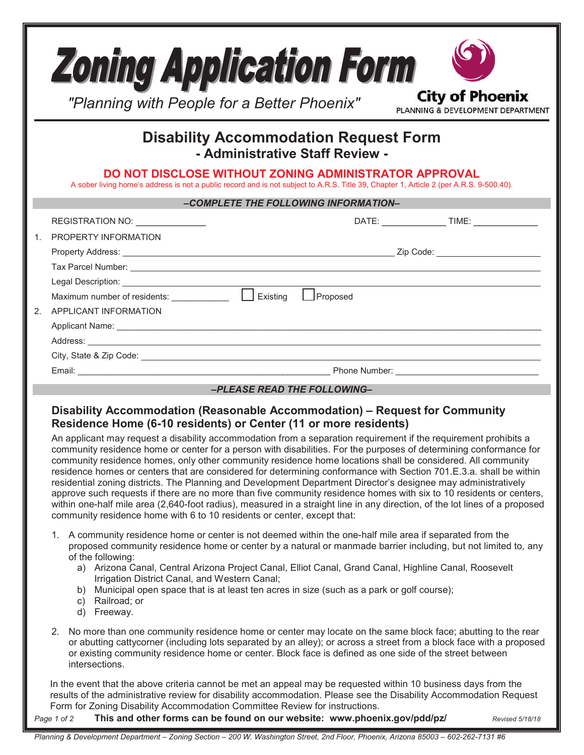# Zoning Application Form

*"Planning with People for a Better Phoenix"*

**City of Phoenix**
PLANNING & DEVELOPMENT DEPARTMENT

## Disability Accommodation Request Form
### - Administrative Staff Review -

**DO NOT DISCLOSE WITHOUT ZONING ADMINISTRATOR APPROVAL**

A sober living home's address is not a public record and is not subject to A.R.S. Title 39, Chapter 1, Article 2 (per A.R.S. 9-500.40).

***–COMPLETE THE FOLLOWING INFORMATION–***

REGISTRATION NO: ______________ DATE: _____________ TIME: _____________

1. PROPERTY INFORMATION
   - Property Address: ________________________________ Zip Code: ____________
   - Tax Parcel Number: ________________________________
   - Legal Description: ________________________________
   - Maximum number of residents: ___________ ☐ Existing ☐ Proposed
2. APPLICANT INFORMATION
   - Applicant Name: ________________________________
   - Address: ________________________________
   - City, State & Zip Code: ________________________________
   - Email: ________________________________ Phone Number: ____________

***–PLEASE READ THE FOLLOWING–***

### Disability Accommodation (Reasonable Accommodation) – Request for Community Residence Home (6-10 residents) or Center (11 or more residents)

An applicant may request a disability accommodation from a separation requirement if the requirement prohibits a community residence home or center for a person with disabilities. For the purposes of determining conformance for community residence homes, only other community residence home locations shall be considered. All community residence homes or centers that are considered for determining conformance with Section 701.E.3.a. shall be within residential zoning districts. The Planning and Development Department Director's designee may administratively approve such requests if there are no more than five community residence homes with six to 10 residents or centers, within one-half mile area (2,640-foot radius), measured in a straight line in any direction, of the lot lines of a proposed community residence home with 6 to 10 residents or center, except that:

1. A community residence home or center is not deemed within the one-half mile area if separated from the proposed community residence home or center by a natural or manmade barrier including, but not limited to, any of the following:
   a) Arizona Canal, Central Arizona Project Canal, Elliot Canal, Grand Canal, Highline Canal, Roosevelt Irrigation District Canal, and Western Canal;
   b) Municipal open space that is at least ten acres in size (such as a park or golf course);
   c) Railroad; or
   d) Freeway.
2. No more than one community residence home or center may locate on the same block face; abutting to the rear or abutting cattycorner (including lots separated by an alley); or across a street from a block face with a proposed or existing community residence home or center. Block face is defined as one side of the street between intersections.

In the event that the above criteria cannot be met an appeal may be requested within 10 business days from the results of the administrative review for disability accommodation. Please see the Disability Accommodation Request Form for Zoning Disability Accommodation Committee Review for instructions.

**This and other forms can be found on our website: www.phoenix.gov/pdd/pz/**

*Revised 5/18/18*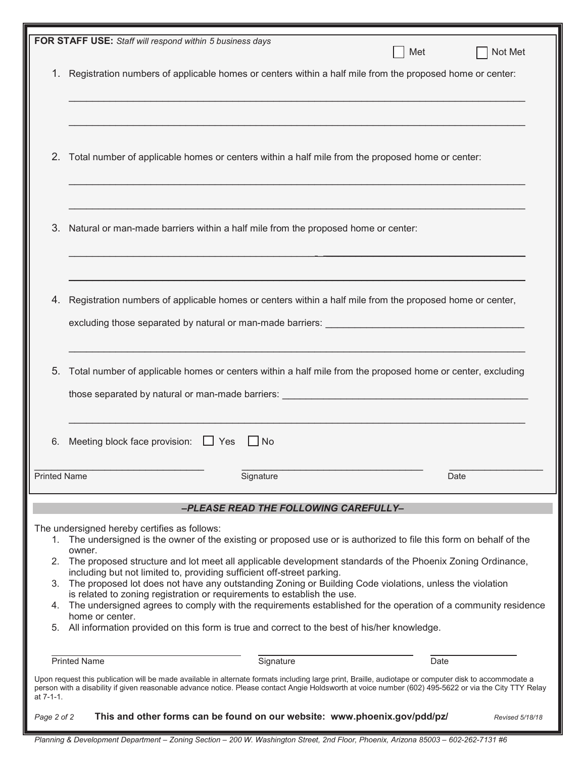**FOR STAFF USE:** *Staff will respond within 5 business days*

☐ Met ☐ Not Met

1. Registration numbers of applicable homes or centers within a half mile from the proposed home or center:

______________________________________________________________________________

______________________________________________________________________________

2. Total number of applicable homes or centers within a half mile from the proposed home or center:

______________________________________________________________________________

______________________________________________________________________________

3. Natural or man-made barriers within a half mile from the proposed home or center:

______________________________________________________________________________

______________________________________________________________________________

4. Registration numbers of applicable homes or centers within a half mile from the proposed home or center, excluding those separated by natural or man-made barriers: ______________________________

______________________________________________________________________________

5. Total number of applicable homes or centers within a half mile from the proposed home or center, excluding those separated by natural or man-made barriers: ______________________________

______________________________________________________________________________

6. Meeting block face provision: ☐ Yes ☐ No

______________________ ______________________ ______________
Printed Name Signature Date

## –PLEASE READ THE FOLLOWING CAREFULLY–

The undersigned hereby certifies as follows:

1. The undersigned is the owner of the existing or proposed use or is authorized to file this form on behalf of the owner.
2. The proposed structure and lot meet all applicable development standards of the Phoenix Zoning Ordinance, including but not limited to, providing sufficient off-street parking.
3. The proposed lot does not have any outstanding Zoning or Building Code violations, unless the violation is related to zoning registration or requirements to establish the use.
4. The undersigned agrees to comply with the requirements established for the operation of a community residence home or center.
5. All information provided on this form is true and correct to the best of his/her knowledge.

______________________ ______________________ ______________
Printed Name Signature Date

Upon request this publication will be made available in alternate formats including large print, Braille, audiotape or computer disk to accommodate a person with a disability if given reasonable advance notice. Please contact Angie Holdsworth at voice number (602) 495-5622 or via the City TTY Relay at 7-1-1.

**This and other forms can be found on our website: www.phoenix.gov/pdd/pz/**

*Revised 5/18/18*

*Planning & Development Department – Zoning Section – 200 W. Washington Street, 2nd Floor, Phoenix, Arizona 85003 – 602-262-7131 #6*